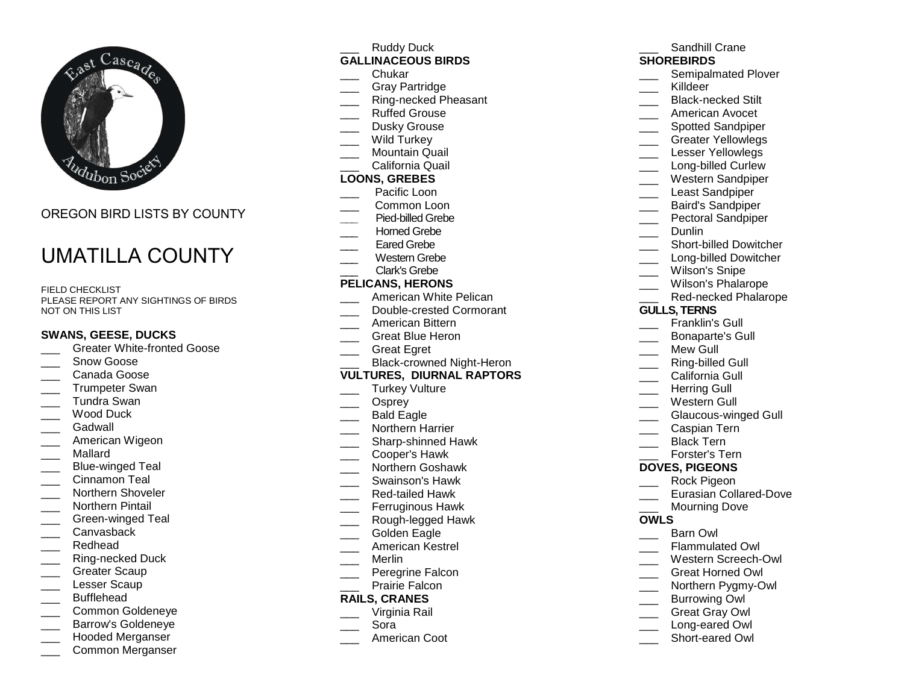OREGON BIRD LISTS BY COUNTY

# UMATILLA COUNTY

FIELD CHECKLIST
PLEASE REPORT ANY SIGHTINGS OF BIRDS NOT ON THIS LIST

**SWANS, GEESE, DUCKS**

___ Greater White-fronted Goose
___ Snow Goose
___ Canada Goose
___ Trumpeter Swan
___ Tundra Swan
___ Wood Duck
___ Gadwall
___ American Wigeon
___ Mallard
___ Blue-winged Teal
___ Cinnamon Teal
___ Northern Shoveler
___ Northern Pintail
___ Green-winged Teal
___ Canvasback
___ Redhead
___ Ring-necked Duck
___ Greater Scaup
___ Lesser Scaup
___ Bufflehead
___ Common Goldeneye
___ Barrow's Goldeneye
___ Hooded Merganser
___ Common Merganser
___ Ruddy Duck

**GALLINACEOUS BIRDS**

___ Chukar
___ Gray Partridge
___ Ring-necked Pheasant
___ Ruffed Grouse
___ Dusky Grouse
___ Wild Turkey
___ Mountain Quail
___ California Quail

**LOONS, GREBES**

___ Pacific Loon
___ Common Loon
___ Pied-billed Grebe
___ Horned Grebe
___ Eared Grebe
___ Western Grebe
___ Clark's Grebe

**PELICANS, HERONS**

___ American White Pelican
___ Double-crested Cormorant
___ American Bittern
___ Great Blue Heron
___ Great Egret
___ Black-crowned Night-Heron

**VULTURES, DIURNAL RAPTORS**

___ Turkey Vulture
___ Osprey
___ Bald Eagle
___ Northern Harrier
___ Sharp-shinned Hawk
___ Cooper's Hawk
___ Northern Goshawk
___ Swainson's Hawk
___ Red-tailed Hawk
___ Ferruginous Hawk
___ Rough-legged Hawk
___ Golden Eagle
___ American Kestrel
___ Merlin
___ Peregrine Falcon
___ Prairie Falcon

**RAILS, CRANES**

___ Virginia Rail
___ Sora
___ American Coot
___ Sandhill Crane

**SHOREBIRDS**

___ Semipalmated Plover
___ Killdeer
___ Black-necked Stilt
___ American Avocet
___ Spotted Sandpiper
___ Greater Yellowlegs
___ Lesser Yellowlegs
___ Long-billed Curlew
___ Western Sandpiper
___ Least Sandpiper
___ Baird's Sandpiper
___ Pectoral Sandpiper
___ Dunlin
___ Short-billed Dowitcher
___ Long-billed Dowitcher
___ Wilson's Snipe
___ Wilson's Phalarope
___ Red-necked Phalarope

**GULLS, TERNS**

___ Franklin's Gull
___ Bonaparte's Gull
___ Mew Gull
___ Ring-billed Gull
___ California Gull
___ Herring Gull
___ Western Gull
___ Glaucous-winged Gull
___ Caspian Tern
___ Black Tern
___ Forster's Tern

**DOVES, PIGEONS**

___ Rock Pigeon
___ Eurasian Collared-Dove
___ Mourning Dove

**OWLS**

___ Barn Owl
___ Flammulated Owl
___ Western Screech-Owl
___ Great Horned Owl
___ Northern Pygmy-Owl
___ Burrowing Owl
___ Great Gray Owl
___ Long-eared Owl
___ Short-eared Owl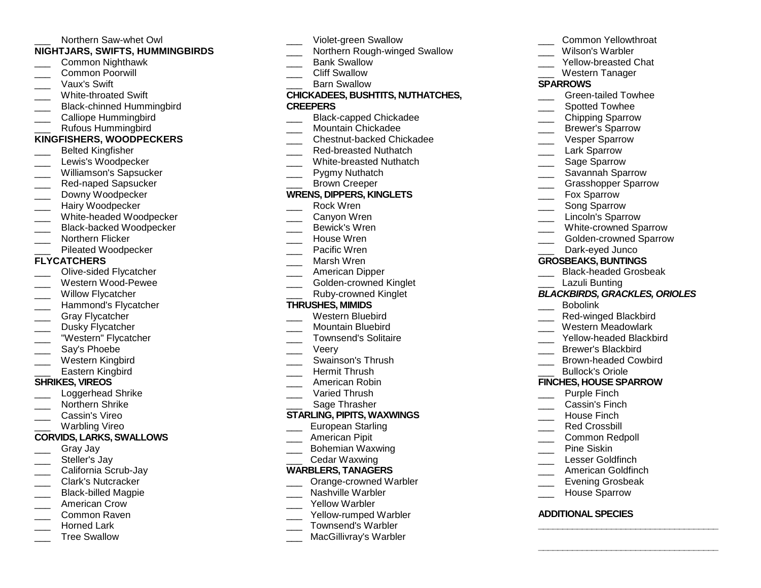___ Northern Saw-whet Owl

**NIGHTJARS, SWIFTS, HUMMINGBIRDS**

___ Common Nighthawk
___ Common Poorwill
___ Vaux's Swift
___ White-throated Swift
___ Black-chinned Hummingbird
___ Calliope Hummingbird
___ Rufous Hummingbird

**KINGFISHERS, WOODPECKERS**

___ Belted Kingfisher
___ Lewis's Woodpecker
___ Williamson's Sapsucker
___ Red-naped Sapsucker
___ Downy Woodpecker
___ Hairy Woodpecker
___ White-headed Woodpecker
___ Black-backed Woodpecker
___ Northern Flicker
___ Pileated Woodpecker

**FLYCATCHERS**

___ Olive-sided Flycatcher
___ Western Wood-Pewee
___ Willow Flycatcher
___ Hammond's Flycatcher
___ Gray Flycatcher
___ Dusky Flycatcher
___ "Western" Flycatcher
___ Say's Phoebe
___ Western Kingbird
___ Eastern Kingbird

**SHRIKES, VIREOS**

___ Loggerhead Shrike
___ Northern Shrike
___ Cassin's Vireo
___ Warbling Vireo

**CORVIDS, LARKS, SWALLOWS**

___ Gray Jay
___ Steller's Jay
___ California Scrub-Jay
___ Clark's Nutcracker
___ Black-billed Magpie
___ American Crow
___ Common Raven
___ Horned Lark
___ Tree Swallow
___ Violet-green Swallow
___ Northern Rough-winged Swallow
___ Bank Swallow
___ Cliff Swallow
___ Barn Swallow

**CHICKADEES, BUSHTITS, NUTHATCHES, CREEPERS**

___ Black-capped Chickadee
___ Mountain Chickadee
___ Chestnut-backed Chickadee
___ Red-breasted Nuthatch
___ White-breasted Nuthatch
___ Pygmy Nuthatch
___ Brown Creeper

**WRENS, DIPPERS, KINGLETS**

___ Rock Wren
___ Canyon Wren
___ Bewick's Wren
___ House Wren
___ Pacific Wren
___ Marsh Wren
___ American Dipper
___ Golden-crowned Kinglet
___ Ruby-crowned Kinglet

**THRUSHES, MIMIDS**

___ Western Bluebird
___ Mountain Bluebird
___ Townsend's Solitaire
___ Veery
___ Swainson's Thrush
___ Hermit Thrush
___ American Robin
___ Varied Thrush
___ Sage Thrasher

**STARLING, PIPITS, WAXWINGS**

___ European Starling
___ American Pipit
___ Bohemian Waxwing
___ Cedar Waxwing

**WARBLERS, TANAGERS**

___ Orange-crowned Warbler
___ Nashville Warbler
___ Yellow Warbler
___ Yellow-rumped Warbler
___ Townsend's Warbler
___ MacGillivray's Warbler
___ Common Yellowthroat
___ Wilson's Warbler
___ Yellow-breasted Chat
___ Western Tanager

**SPARROWS**

___ Green-tailed Towhee
___ Spotted Towhee
___ Chipping Sparrow
___ Brewer's Sparrow
___ Vesper Sparrow
___ Lark Sparrow
___ Sage Sparrow
___ Savannah Sparrow
___ Grasshopper Sparrow
___ Fox Sparrow
___ Song Sparrow
___ Lincoln's Sparrow
___ White-crowned Sparrow
___ Golden-crowned Sparrow
___ Dark-eyed Junco

**GROSBEAKS, BUNTINGS**

___ Black-headed Grosbeak
___ Lazuli Bunting

***BLACKBIRDS, GRACKLES, ORIOLES***

___ Bobolink
___ Red-winged Blackbird
___ Western Meadowlark
___ Yellow-headed Blackbird
___ Brewer's Blackbird
___ Brown-headed Cowbird
___ Bullock's Oriole

**FINCHES, HOUSE SPARROW**

___ Purple Finch
___ Cassin's Finch
___ House Finch
___ Red Crossbill
___ Common Redpoll
___ Pine Siskin
___ Lesser Goldfinch
___ American Goldfinch
___ Evening Grosbeak
___ House Sparrow

**ADDITIONAL SPECIES**

_______________________________________

_______________________________________